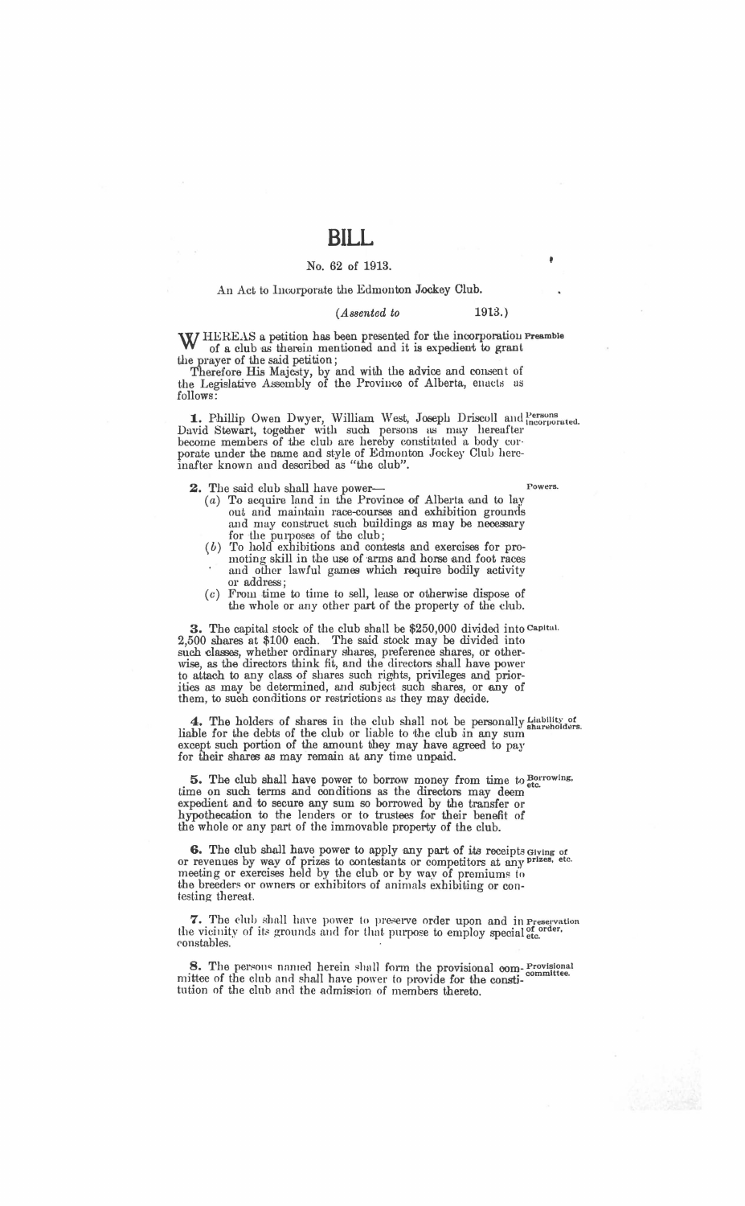# BILL

No. 62 of 1913.

An Act to Incorporate the Edmonton Jockey Club.

(*Assented to* 1913.)

WHEREAS a petition has been presented for the incorporation of a club as therein mentioned and it is expedient to grant the prayer of the said petition;

Preamble

Therefore His Majesty, by and with the advice and consent of the Legislative Assembly of the Province of Alberta, enacts as follows:

**1.** Phillip Owen Dwyer, William West, Joseph Driscoll and David Stewart, together with such persons as may hereafter become members of the club are hereby constituted a body corporate under the name and style of Edmonton Jockey Club hereinafter known and described as "the club".

Persons incorporated.

**2.** The said club shall have power—

Powers.

(*a*) To acquire land in the Province of Alberta and to lay out and maintain race-courses and exhibition grounds and may construct such buildings as may be necessary for the purposes of the club;

(*b*) To hold exhibitions and contests and exercises for promoting skill in the use of arms and horse and foot races and other lawful games which require bodily activity or address;

(*c*) From time to time to sell, lease or otherwise dispose of the whole or any other part of the property of the club.

**3.** The capital stock of the club shall be $250,000 divided into 2,500 shares at $100 each. The said stock may be divided into such classes, whether ordinary shares, preference shares, or otherwise, as the directors think fit, and the directors shall have power to attach to any class of shares such rights, privileges and priorities as may be determined, and subject such shares, or any of them, to such conditions or restrictions as they may decide.

Capital.

**4.** The holders of shares in the club shall not be personally liable for the debts of the club or liable to the club in any sum except such portion of the amount they may have agreed to pay for their shares as may remain at any time unpaid.

Liability of shareholders.

**5.** The club shall have power to borrow money from time to time on such terms and conditions as the directors may deem expedient and to secure any sum so borrowed by the transfer or hypothecation to the lenders or to trustees for their benefit of the whole or any part of the immovable property of the club.

Borrowing, etc.

**6.** The club shall have power to apply any part of its receipts or revenues by way of prizes to contestants or competitors at any meeting or exercises held by the club or by way of premiums to the breeders or owners or exhibitors of animals exhibiting or contesting thereat.

Giving of prizes, etc.

**7.** The club shall have power to preserve order upon and in the vicinity of its grounds and for that purpose to employ special constables.

Preservation of order, etc.

**8.** The persons named herein shall form the provisional committee of the club and shall have power to provide for the constitution of the club and the admission of members thereto.

Provisional committee.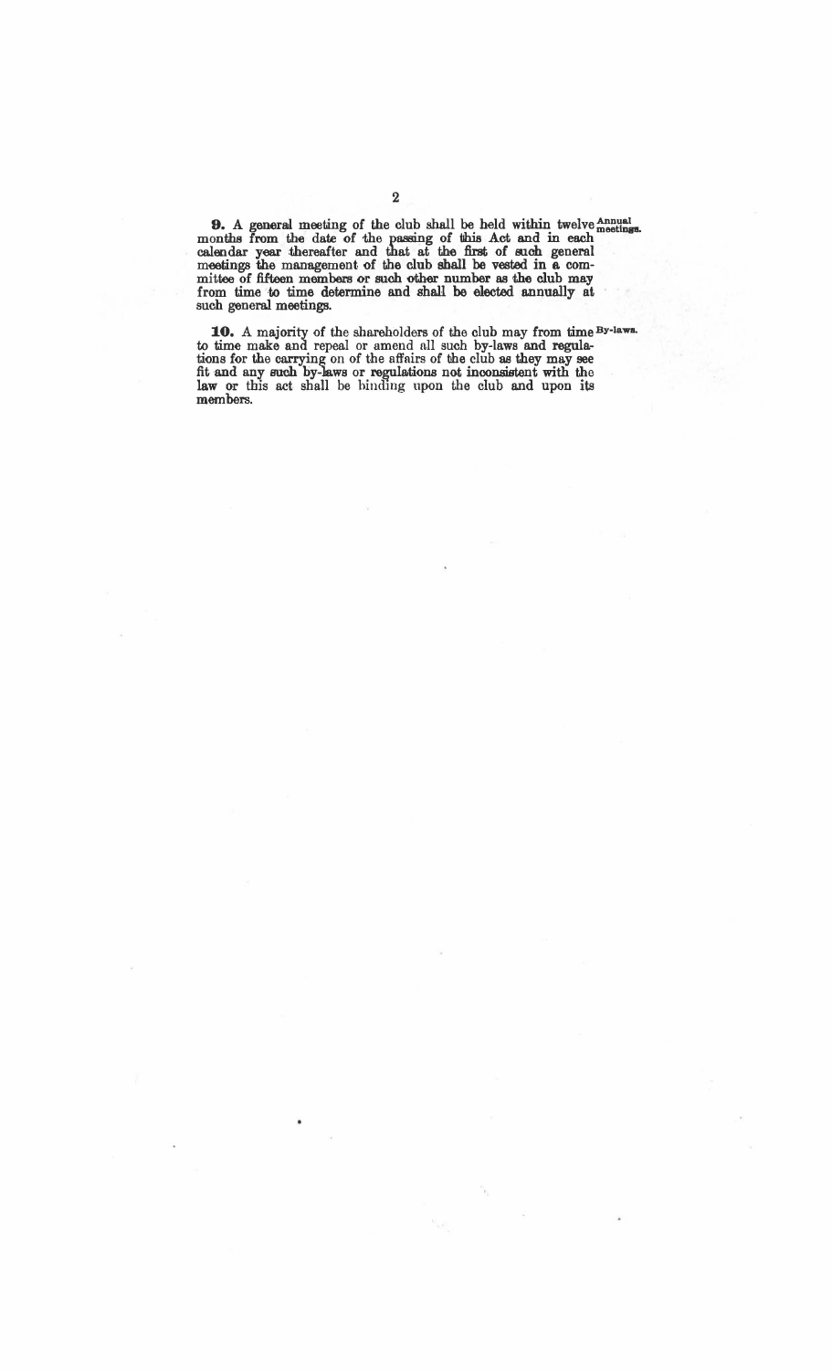**9.** A general meeting of the club shall be held within twelve months from the date of the passing of this Act and in each calendar year thereafter and that at the first of such general meetings the management of the club shall be vested in a committee of fifteen members or such other number as the club may from time to time determine and shall be elected annually at such general meetings. *Annual meetings.*

**10.** A majority of the shareholders of the club may from time to time make and repeal or amend all such by-laws and regulations for the carrying on of the affairs of the club as they may see fit and any such by-laws or regulations not inconsistent with the law or this act shall be binding upon the club and upon its members. *By-laws.*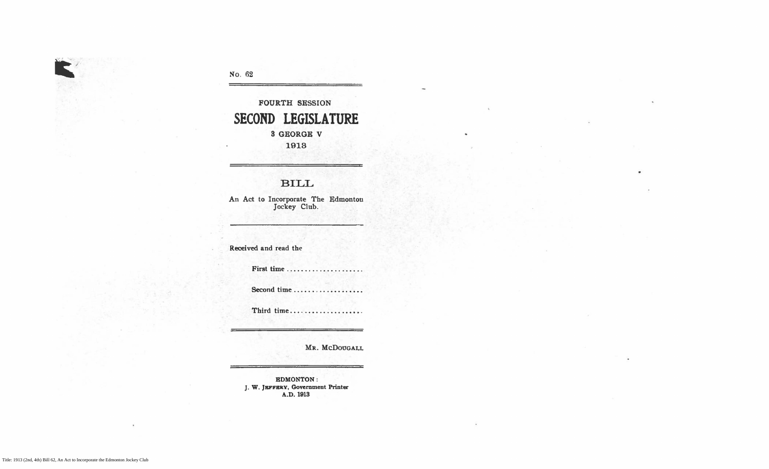No. 62

FOURTH SESSION

# SECOND LEGISLATURE

3 GEORGE V

1913

## BILL

An Act to Incorporate The Edmonton Jockey Club.

Received and read the

First time ....................

Second time ..................

Third time....................

MR. McDOUGALL

EDMONTON:
J. W. JEFFERY, Government Printer
A.D. 1913